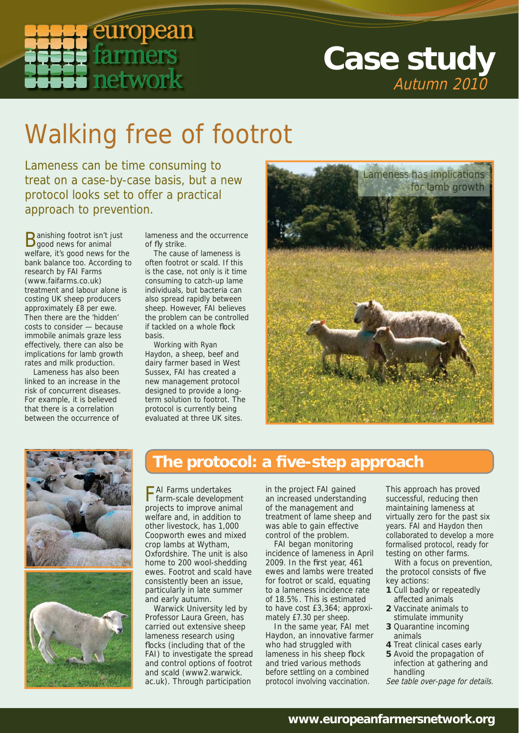european farmers network

# Case study
*Autumn 2010*

# Walking free of footrot

Lameness can be time consuming to treat on a case-by-case basis, but a new protocol looks set to offer a practical approach to prevention.

Banishing footrot isn't just good news for animal welfare, it's good news for the bank balance too. According to research by FAI Farms (www.faifarms.co.uk) treatment and labour alone is costing UK sheep producers approximately £8 per ewe. Then there are the 'hidden' costs to consider — because immobile animals graze less effectively, there can also be implications for lamb growth rates and milk production.

Lameness has also been linked to an increase in the risk of concurrent diseases. For example, it is believed that there is a correlation between the occurrence of lameness and the occurrence of fly strike.

The cause of lameness is often footrot or scald. If this is the case, not only is it time consuming to catch-up lame individuals, but bacteria can also spread rapidly between sheep. However, FAI believes the problem can be controlled if tackled on a whole flock basis.

Working with Ryan Haydon, a sheep, beef and dairy farmer based in West Sussex, FAI has created a new management protocol designed to provide a long-term solution to footrot. The protocol is currently being evaluated at three UK sites.

Lameness has implications for lamb growth

## The protocol: a five-step approach

FAI Farms undertakes farm-scale development projects to improve animal welfare and, in addition to other livestock, has 1,000 Coopworth ewes and mixed crop lambs at Wytham, Oxfordshire. The unit is also home to 200 wool-shedding ewes. Footrot and scald have consistently been an issue, particularly in late summer and early autumn.

Warwick University led by Professor Laura Green, has carried out extensive sheep lameness research using flocks (including that of the FAI) to investigate the spread and control options of footrot and scald (www2.warwick.ac.uk). Through participation in the project FAI gained an increased understanding of the management and treatment of lame sheep and was able to gain effective control of the problem.

FAI began monitoring incidence of lameness in April 2009. In the first year, 461 ewes and lambs were treated for footrot or scald, equating to a lameness incidence rate of 18.5%. This is estimated to have cost £3,364; approximately £7.30 per sheep.

In the same year, FAI met Haydon, an innovative farmer who had struggled with lameness in his sheep flock and tried various methods before settling on a combined protocol involving vaccination. This approach has proved successful, reducing then maintaining lameness at virtually zero for the past six years. FAI and Haydon then collaborated to develop a more formalised protocol, ready for testing on other farms.

With a focus on prevention, the protocol consists of five key actions:

1. Cull badly or repeatedly affected animals
2. Vaccinate animals to stimulate immunity
3. Quarantine incoming animals
4. Treat clinical cases early
5. Avoid the propagation of infection at gathering and handling

*See table over-page for details.*

www.europeanfarmersnetwork.org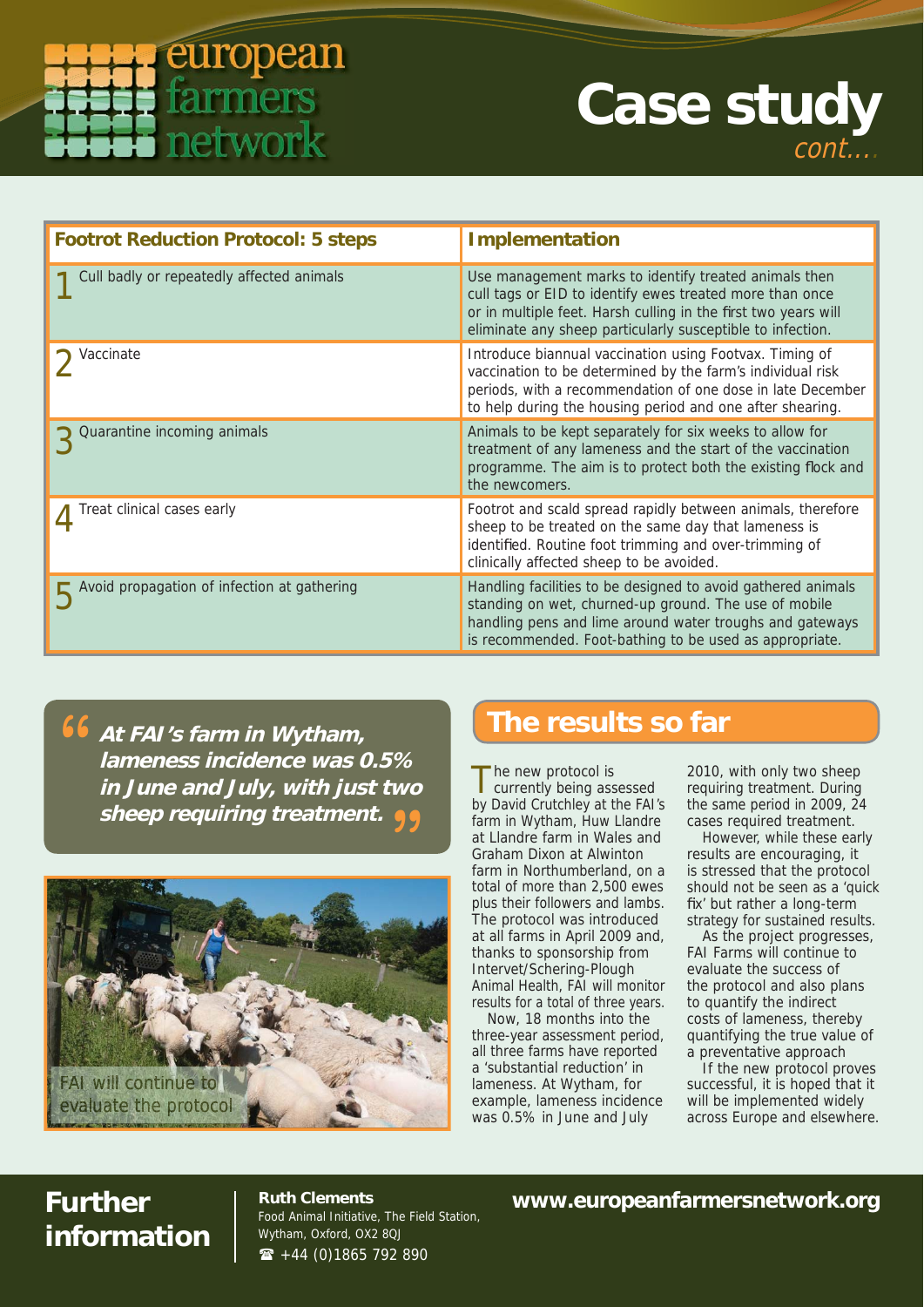# Case study
*cont...*

| Footrot Reduction Protocol: 5 steps | Implementation |
|---|---|
| 1 Cull badly or repeatedly affected animals | Use management marks to identify treated animals then cull tags or EID to identify ewes treated more than once or in multiple feet. Harsh culling in the first two years will eliminate any sheep particularly susceptible to infection. |
| 2 Vaccinate | Introduce biannual vaccination using Footvax. Timing of vaccination to be determined by the farm's individual risk periods, with a recommendation of one dose in late December to help during the housing period and one after shearing. |
| 3 Quarantine incoming animals | Animals to be kept separately for six weeks to allow for treatment of any lameness and the start of the vaccination programme. The aim is to protect both the existing flock and the newcomers. |
| 4 Treat clinical cases early | Footrot and scald spread rapidly between animals, therefore sheep to be treated on the same day that lameness is identified. Routine foot trimming and over-trimming of clinically affected sheep to be avoided. |
| 5 Avoid propagation of infection at gathering | Handling facilities to be designed to avoid gathered animals standing on wet, churned-up ground. The use of mobile handling pens and lime around water troughs and gateways is recommended. Foot-bathing to be used as appropriate. |

> **"At FAI's farm in Wytham, lameness incidence was 0.5% in June and July, with just two sheep requiring treatment."**

FAI will continue to evaluate the protocol

## The results so far

The new protocol is currently being assessed by David Crutchley at the FAI's farm in Wytham, Huw Llandre at Llandre farm in Wales and Graham Dixon at Alwinton farm in Northumberland, on a total of more than 2,500 ewes plus their followers and lambs. The protocol was introduced at all farms in April 2009 and, thanks to sponsorship from Intervet/Schering-Plough Animal Health, FAI will monitor results for a total of three years.

Now, 18 months into the three-year assessment period, all three farms have reported a 'substantial reduction' in lameness. At Wytham, for example, lameness incidence was 0.5% in June and July 2010, with only two sheep requiring treatment. During the same period in 2009, 24 cases required treatment.

However, while these early results are encouraging, it is stressed that the protocol should not be seen as a 'quick fix' but rather a long-term strategy for sustained results.

As the project progresses, FAI Farms will continue to evaluate the success of the protocol and also plans to quantify the indirect costs of lameness, thereby quantifying the true value of a preventative approach.

If the new protocol proves successful, it is hoped that it will be implemented widely across Europe and elsewhere.

## Further information

**Ruth Clements**
Food Animal Initiative, The Field Station, Wytham, Oxford, OX2 8QJ
☎ +44 (0)1865 792 890

**www.europeanfarmersnetwork.org**